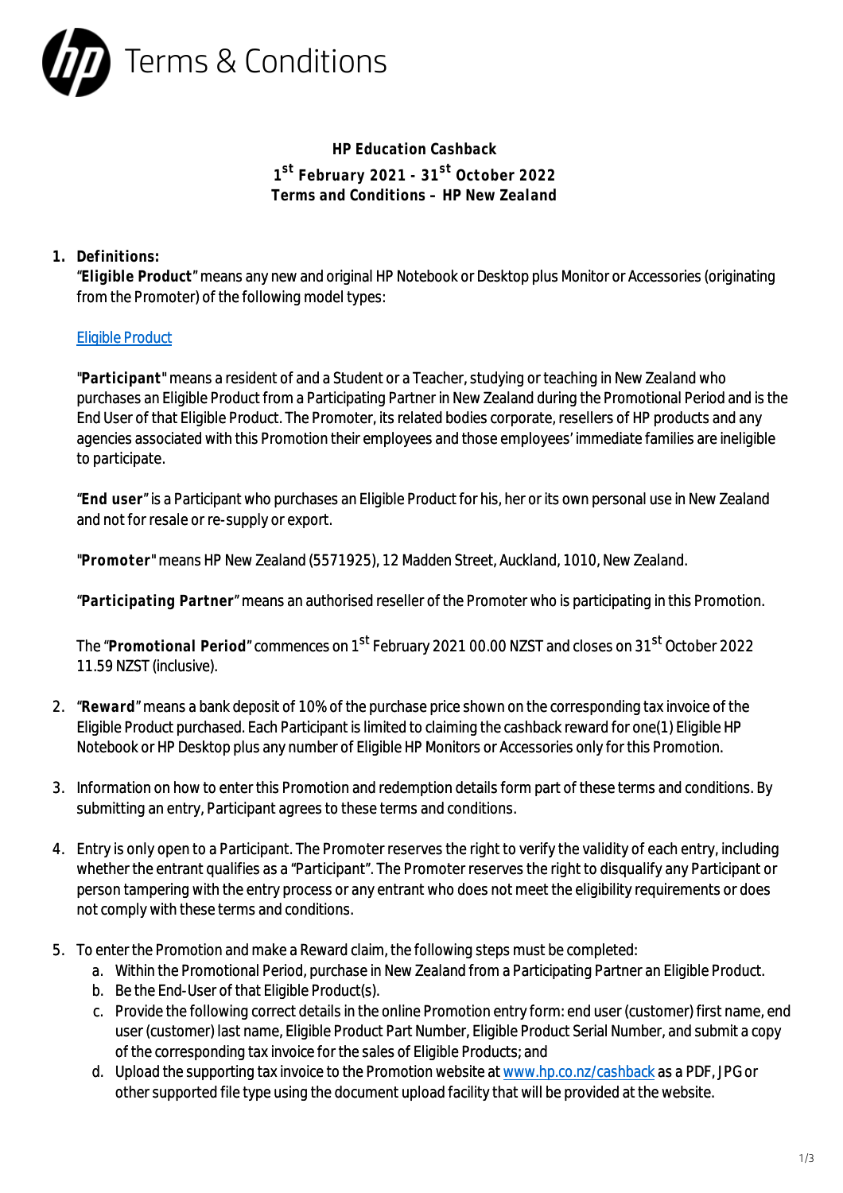# Terms & Conditions

**HP Education Cashback**
**1st February 2021 - 31st October 2022**
**Terms and Conditions – HP New Zealand**

1. **Definitions:**

   "**Eligible Product**" means any new and original HP Notebook or Desktop plus Monitor or Accessories (originating from the Promoter) of the following model types:

   [Eligible Product]

   "**Participant**" means a resident of and a Student or a Teacher, studying or teaching in New Zealand who purchases an Eligible Product from a Participating Partner in New Zealand during the Promotional Period and is the End User of that Eligible Product. The Promoter, its related bodies corporate, resellers of HP products and any agencies associated with this Promotion their employees and those employees' immediate families are ineligible to participate.

   "**End user**" is a Participant who purchases an Eligible Product for his, her or its own personal use in New Zealand and not for resale or re-supply or export.

   "**Promoter**" means HP New Zealand (5571925), 12 Madden Street, Auckland, 1010, New Zealand.

   "**Participating Partner**" means an authorised reseller of the Promoter who is participating in this Promotion.

   The "**Promotional Period**" commences on 1st February 2021 00.00 NZST and closes on 31st October 2022 11.59 NZST (inclusive).

2. "**Reward**" means a bank deposit of 10% of the purchase price shown on the corresponding tax invoice of the Eligible Product purchased. Each Participant is limited to claiming the cashback reward for one(1) Eligible HP Notebook or HP Desktop plus any number of Eligible HP Monitors or Accessories only for this Promotion.

3. Information on how to enter this Promotion and redemption details form part of these terms and conditions. By submitting an entry, Participant agrees to these terms and conditions.

4. Entry is only open to a Participant. The Promoter reserves the right to verify the validity of each entry, including whether the entrant qualifies as a "Participant". The Promoter reserves the right to disqualify any Participant or person tampering with the entry process or any entrant who does not meet the eligibility requirements or does not comply with these terms and conditions.

5. To enter the Promotion and make a Reward claim, the following steps must be completed:
   a. Within the Promotional Period, purchase in New Zealand from a Participating Partner an Eligible Product.
   b. Be the End-User of that Eligible Product(s).
   c. Provide the following correct details in the online Promotion entry form: end user (customer) first name, end user (customer) last name, Eligible Product Part Number, Eligible Product Serial Number, and submit a copy of the corresponding tax invoice for the sales of Eligible Products; and
   d. Upload the supporting tax invoice to the Promotion website at www.hp.co.nz/cashback as a PDF, JPG or other supported file type using the document upload facility that will be provided at the website.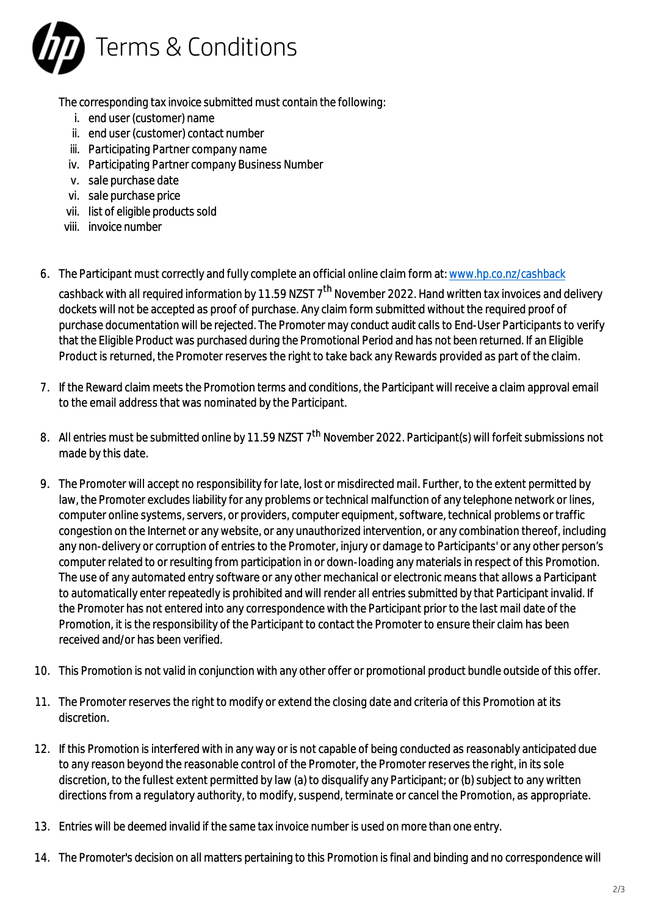# Terms & Conditions

The corresponding tax invoice submitted must contain the following:

i. end user (customer) name
ii. end user (customer) contact number
iii. Participating Partner company name
iv. Participating Partner company Business Number
v. sale purchase date
vi. sale purchase price
vii. list of eligible products sold
viii. invoice number

6. The Participant must correctly and fully complete an official online claim form at: [www.hp.co.nz/cashback](www.hp.co.nz/cashback) cashback with all required information by 11.59 NZST 7th November 2022. Hand written tax invoices and delivery dockets will not be accepted as proof of purchase. Any claim form submitted without the required proof of purchase documentation will be rejected. The Promoter may conduct audit calls to End-User Participants to verify that the Eligible Product was purchased during the Promotional Period and has not been returned. If an Eligible Product is returned, the Promoter reserves the right to take back any Rewards provided as part of the claim.

7. If the Reward claim meets the Promotion terms and conditions, the Participant will receive a claim approval email to the email address that was nominated by the Participant.

8. All entries must be submitted online by 11.59 NZST 7th November 2022. Participant(s) will forfeit submissions not made by this date.

9. The Promoter will accept no responsibility for late, lost or misdirected mail. Further, to the extent permitted by law, the Promoter excludes liability for any problems or technical malfunction of any telephone network or lines, computer online systems, servers, or providers, computer equipment, software, technical problems or traffic congestion on the Internet or any website, or any unauthorized intervention, or any combination thereof, including any non-delivery or corruption of entries to the Promoter, injury or damage to Participants' or any other person's computer related to or resulting from participation in or down-loading any materials in respect of this Promotion. The use of any automated entry software or any other mechanical or electronic means that allows a Participant to automatically enter repeatedly is prohibited and will render all entries submitted by that Participant invalid. If the Promoter has not entered into any correspondence with the Participant prior to the last mail date of the Promotion, it is the responsibility of the Participant to contact the Promoter to ensure their claim has been received and/or has been verified.

10. This Promotion is not valid in conjunction with any other offer or promotional product bundle outside of this offer.

11. The Promoter reserves the right to modify or extend the closing date and criteria of this Promotion at its discretion.

12. If this Promotion is interfered with in any way or is not capable of being conducted as reasonably anticipated due to any reason beyond the reasonable control of the Promoter, the Promoter reserves the right, in its sole discretion, to the fullest extent permitted by law (a) to disqualify any Participant; or (b) subject to any written directions from a regulatory authority, to modify, suspend, terminate or cancel the Promotion, as appropriate.

13. Entries will be deemed invalid if the same tax invoice number is used on more than one entry.

14. The Promoter's decision on all matters pertaining to this Promotion is final and binding and no correspondence will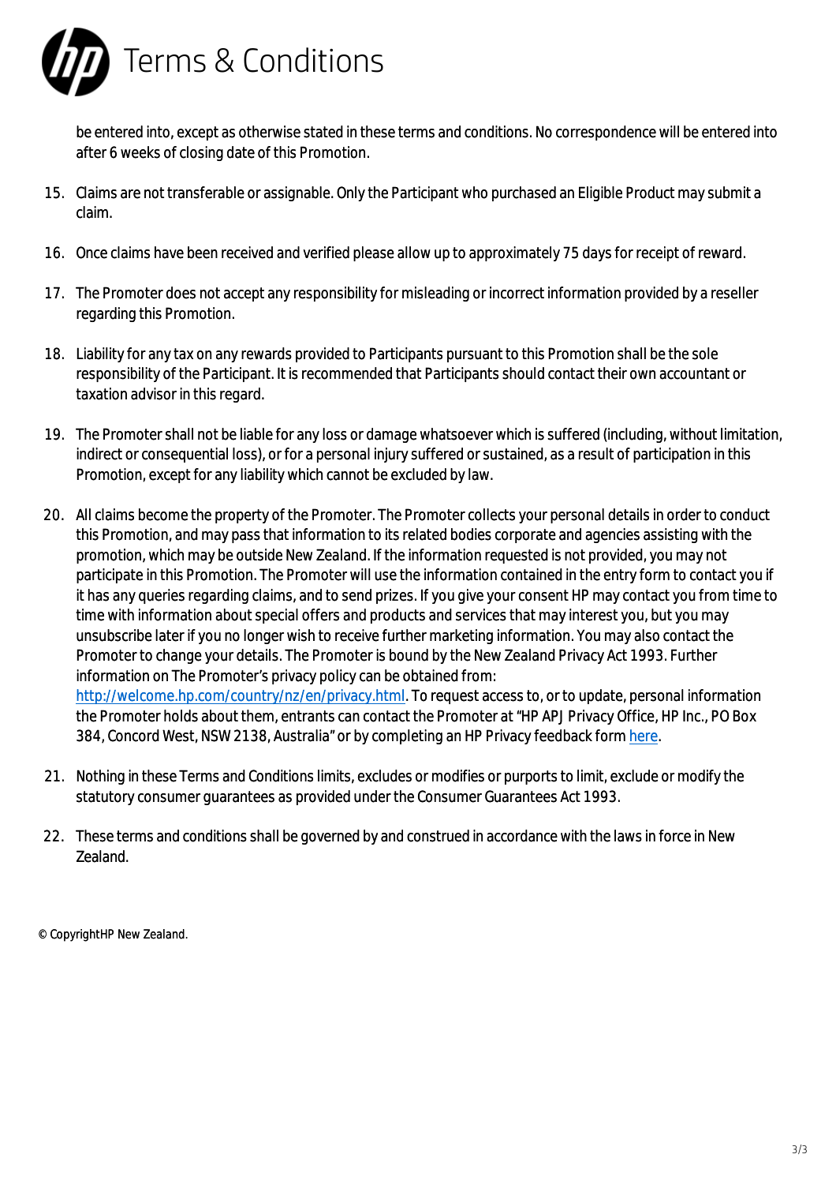# Terms & Conditions

be entered into, except as otherwise stated in these terms and conditions. No correspondence will be entered into after 6 weeks of closing date of this Promotion.

15. Claims are not transferable or assignable. Only the Participant who purchased an Eligible Product may submit a claim.

16. Once claims have been received and verified please allow up to approximately 75 days for receipt of reward.

17. The Promoter does not accept any responsibility for misleading or incorrect information provided by a reseller regarding this Promotion.

18. Liability for any tax on any rewards provided to Participants pursuant to this Promotion shall be the sole responsibility of the Participant. It is recommended that Participants should contact their own accountant or taxation advisor in this regard.

19. The Promoter shall not be liable for any loss or damage whatsoever which is suffered (including, without limitation, indirect or consequential loss), or for a personal injury suffered or sustained, as a result of participation in this Promotion, except for any liability which cannot be excluded by law.

20. All claims become the property of the Promoter. The Promoter collects your personal details in order to conduct this Promotion, and may pass that information to its related bodies corporate and agencies assisting with the promotion, which may be outside New Zealand. If the information requested is not provided, you may not participate in this Promotion. The Promoter will use the information contained in the entry form to contact you if it has any queries regarding claims, and to send prizes. If you give your consent HP may contact you from time to time with information about special offers and products and services that may interest you, but you may unsubscribe later if you no longer wish to receive further marketing information. You may also contact the Promoter to change your details. The Promoter is bound by the New Zealand Privacy Act 1993. Further information on The Promoter's privacy policy can be obtained from: [http://welcome.hp.com/country/nz/en/privacy.html](http://welcome.hp.com/country/nz/en/privacy.html). To request access to, or to update, personal information the Promoter holds about them, entrants can contact the Promoter at "HP APJ Privacy Office, HP Inc., PO Box 384, Concord West, NSW 2138, Australia" or by completing an HP Privacy feedback form here.

21. Nothing in these Terms and Conditions limits, excludes or modifies or purports to limit, exclude or modify the statutory consumer guarantees as provided under the Consumer Guarantees Act 1993.

22. These terms and conditions shall be governed by and construed in accordance with the laws in force in New Zealand.

© CopyrightHP New Zealand.